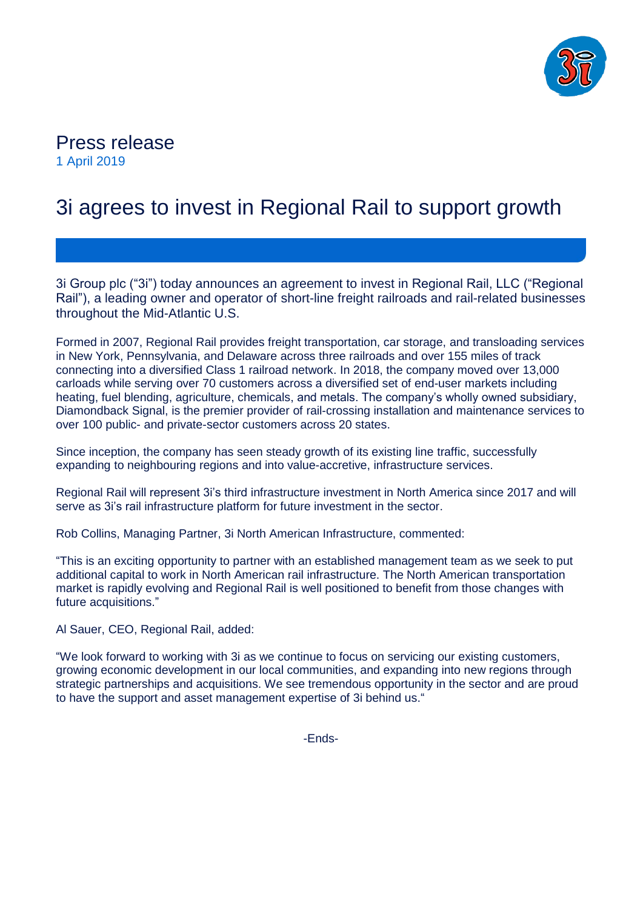Press release

1 April 2019

# 3i agrees to invest in Regional Rail to support growth

3i Group plc ("3i") today announces an agreement to invest in Regional Rail, LLC ("Regional Rail"), a leading owner and operator of short-line freight railroads and rail-related businesses throughout the Mid-Atlantic U.S.

Formed in 2007, Regional Rail provides freight transportation, car storage, and transloading services in New York, Pennsylvania, and Delaware across three railroads and over 155 miles of track connecting into a diversified Class 1 railroad network. In 2018, the company moved over 13,000 carloads while serving over 70 customers across a diversified set of end-user markets including heating, fuel blending, agriculture, chemicals, and metals. The company's wholly owned subsidiary, Diamondback Signal, is the premier provider of rail-crossing installation and maintenance services to over 100 public- and private-sector customers across 20 states.

Since inception, the company has seen steady growth of its existing line traffic, successfully expanding to neighbouring regions and into value-accretive, infrastructure services.

Regional Rail will represent 3i's third infrastructure investment in North America since 2017 and will serve as 3i's rail infrastructure platform for future investment in the sector.

Rob Collins, Managing Partner, 3i North American Infrastructure, commented:

"This is an exciting opportunity to partner with an established management team as we seek to put additional capital to work in North American rail infrastructure. The North American transportation market is rapidly evolving and Regional Rail is well positioned to benefit from those changes with future acquisitions."

Al Sauer, CEO, Regional Rail, added:

"We look forward to working with 3i as we continue to focus on servicing our existing customers, growing economic development in our local communities, and expanding into new regions through strategic partnerships and acquisitions. We see tremendous opportunity in the sector and are proud to have the support and asset management expertise of 3i behind us."

-Ends-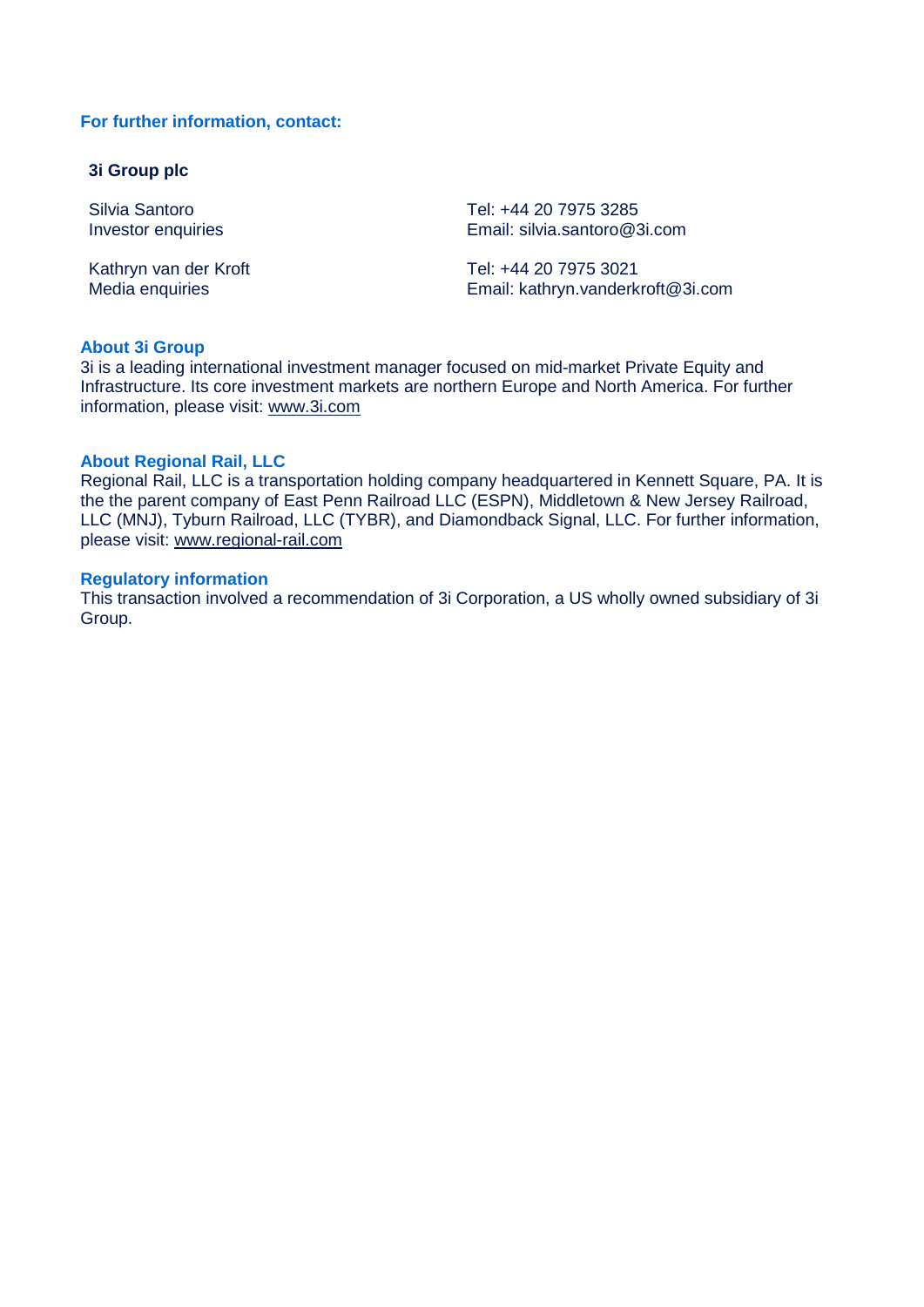**For further information, contact:**

**3i Group plc**

| | |
|---|---|
| Silvia Santoro<br>Investor enquiries | Tel: +44 20 7975 3285<br>Email: silvia.santoro@3i.com |
| Kathryn van der Kroft<br>Media enquiries | Tel: +44 20 7975 3021<br>Email: kathryn.vanderkroft@3i.com |

**About 3i Group**

3i is a leading international investment manager focused on mid-market Private Equity and Infrastructure. Its core investment markets are northern Europe and North America. For further information, please visit: www.3i.com

**About Regional Rail, LLC**

Regional Rail, LLC is a transportation holding company headquartered in Kennett Square, PA. It is the the parent company of East Penn Railroad LLC (ESPN), Middletown & New Jersey Railroad, LLC (MNJ), Tyburn Railroad, LLC (TYBR), and Diamondback Signal, LLC. For further information, please visit: www.regional-rail.com

**Regulatory information**

This transaction involved a recommendation of 3i Corporation, a US wholly owned subsidiary of 3i Group.